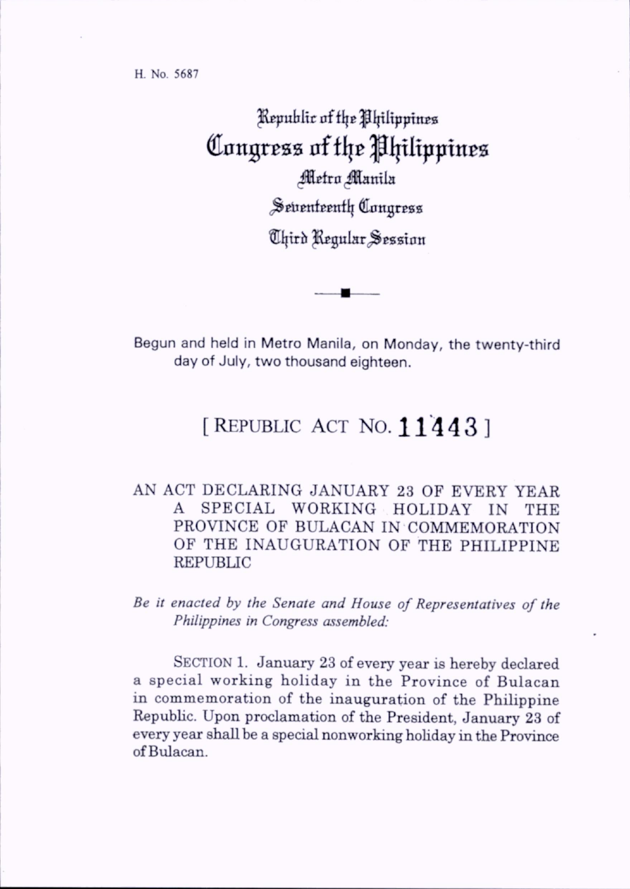H. No. 5687

# Republic of the Philippines
# Congress of the Philippines
## Metro Manila
## Seventeenth Congress
## Third Regular Session

Begun and held in Metro Manila, on Monday, the twenty-third day of July, two thousand eighteen.

## [ REPUBLIC ACT NO. 11443 ]

AN ACT DECLARING JANUARY 23 OF EVERY YEAR A SPECIAL WORKING HOLIDAY IN THE PROVINCE OF BULACAN IN COMMEMORATION OF THE INAUGURATION OF THE PHILIPPINE REPUBLIC

*Be it enacted by the Senate and House of Representatives of the Philippines in Congress assembled:*

SECTION 1. January 23 of every year is hereby declared a special working holiday in the Province of Bulacan in commemoration of the inauguration of the Philippine Republic. Upon proclamation of the President, January 23 of every year shall be a special nonworking holiday in the Province of Bulacan.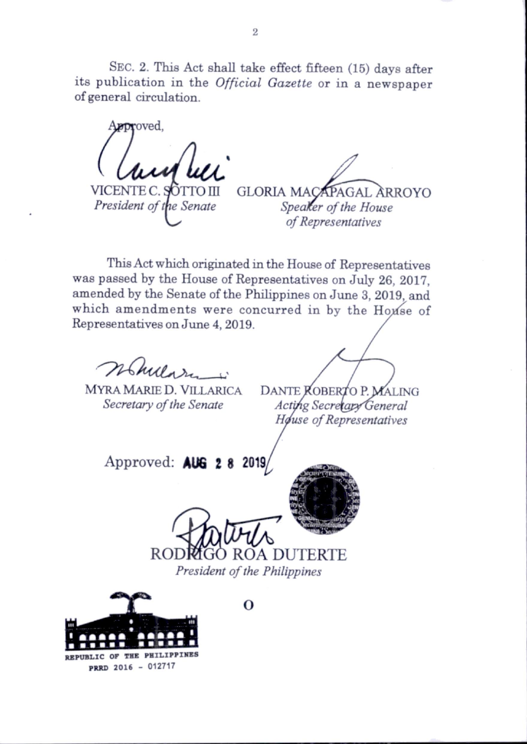SEC. 2. This Act shall take effect fifteen (15) days after its publication in the *Official Gazette* or in a newspaper of general circulation.

Approved,

VICENTE C. SOTTO III
*President of the Senate*

GLORIA MACAPAGAL ARROYO
*Speaker of the House of Representatives*

This Act which originated in the House of Representatives was passed by the House of Representatives on July 26, 2017, amended by the Senate of the Philippines on June 3, 2019, and which amendments were concurred in by the House of Representatives on June 4, 2019.

MYRA MARIE D. VILLARICA
*Secretary of the Senate*

DANTE ROBERTO P. MALING
*Acting Secretary General House of Representatives*

Approved: **AUG 28 2019**

RODRIGO ROA DUTERTE
*President of the Philippines*

O

REPUBLIC OF THE PHILIPPINES
PRRD 2016 - 012717